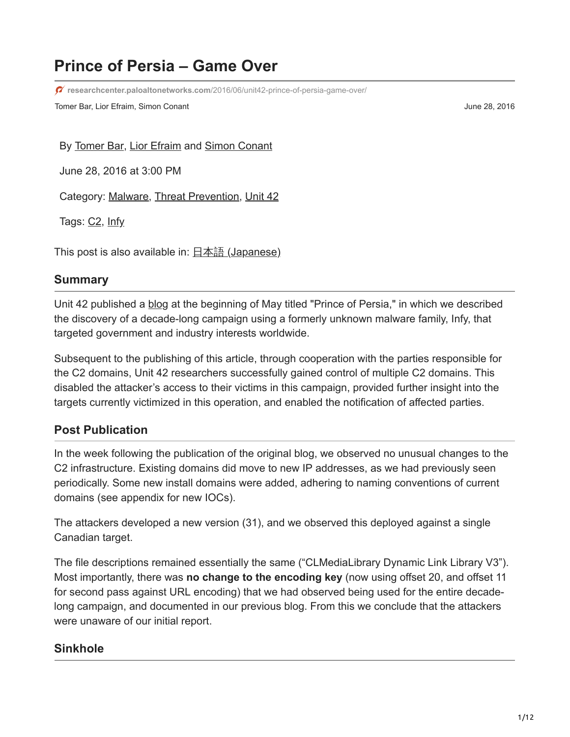# Prince of Persia – Game Over

researchcenter.paloaltonetworks.com/2016/06/unit42-prince-of-persia-game-over/

Tomer Bar, Lior Efraim, Simon Conant — June 28, 2016

By Tomer Bar, Lior Efraim and Simon Conant

June 28, 2016 at 3:00 PM

Category: Malware, Threat Prevention, Unit 42

Tags: C2, Infy

This post is also available in: 日本語 (Japanese)

## Summary

Unit 42 published a blog at the beginning of May titled "Prince of Persia," in which we described the discovery of a decade-long campaign using a formerly unknown malware family, Infy, that targeted government and industry interests worldwide.

Subsequent to the publishing of this article, through cooperation with the parties responsible for the C2 domains, Unit 42 researchers successfully gained control of multiple C2 domains. This disabled the attacker's access to their victims in this campaign, provided further insight into the targets currently victimized in this operation, and enabled the notification of affected parties.

## Post Publication

In the week following the publication of the original blog, we observed no unusual changes to the C2 infrastructure. Existing domains did move to new IP addresses, as we had previously seen periodically. Some new install domains were added, adhering to naming conventions of current domains (see appendix for new IOCs).

The attackers developed a new version (31), and we observed this deployed against a single Canadian target.

The file descriptions remained essentially the same ("CLMediaLibrary Dynamic Link Library V3"). Most importantly, there was **no change to the encoding key** (now using offset 20, and offset 11 for second pass against URL encoding) that we had observed being used for the entire decade-long campaign, and documented in our previous blog. From this we conclude that the attackers were unaware of our initial report.

## Sinkhole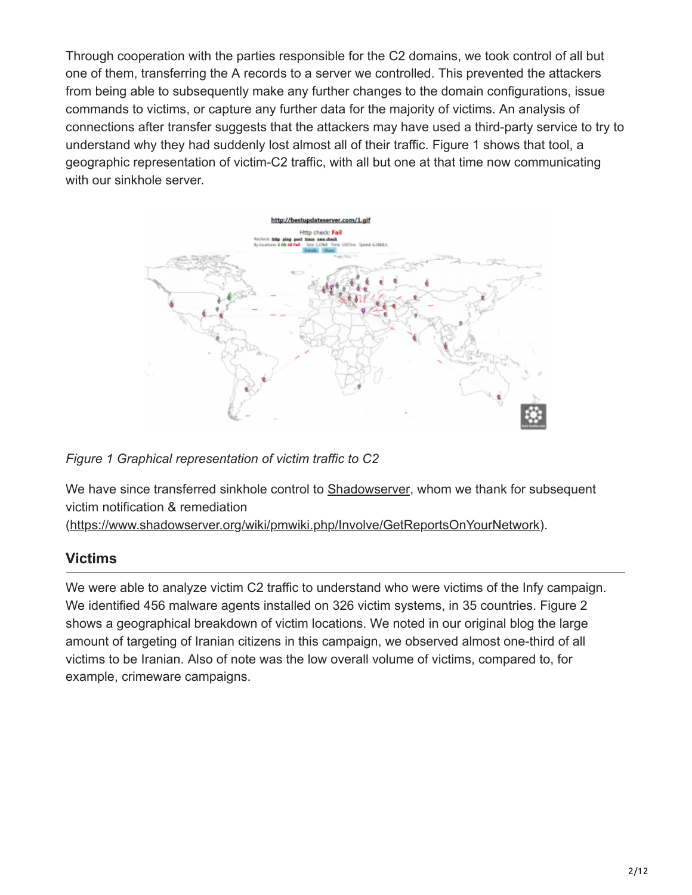Through cooperation with the parties responsible for the C2 domains, we took control of all but one of them, transferring the A records to a server we controlled. This prevented the attackers from being able to subsequently make any further changes to the domain configurations, issue commands to victims, or capture any further data for the majority of victims. An analysis of connections after transfer suggests that the attackers may have used a third-party service to try to understand why they had suddenly lost almost all of their traffic. Figure 1 shows that tool, a geographic representation of victim-C2 traffic, with all but one at that time now communicating with our sinkhole server.

*Figure 1 Graphical representation of victim traffic to C2*

We have since transferred sinkhole control to [Shadowserver](https://www.shadowserver.org), whom we thank for subsequent victim notification & remediation (https://www.shadowserver.org/wiki/pmwiki.php/Involve/GetReportsOnYourNetwork).

## Victims

We were able to analyze victim C2 traffic to understand who were victims of the Infy campaign. We identified 456 malware agents installed on 326 victim systems, in 35 countries. Figure 2 shows a geographical breakdown of victim locations. We noted in our original blog the large amount of targeting of Iranian citizens in this campaign, we observed almost one-third of all victims to be Iranian. Also of note was the low overall volume of victims, compared to, for example, crimeware campaigns.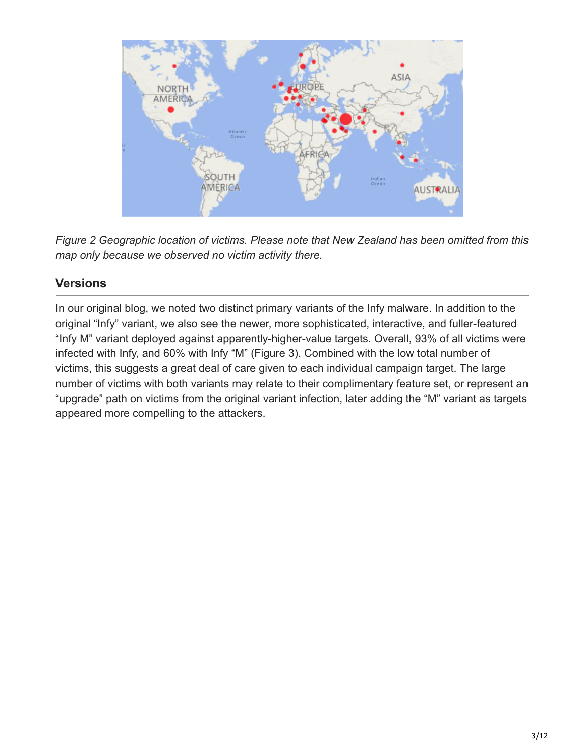*Figure 2 Geographic location of victims. Please note that New Zealand has been omitted from this map only because we observed no victim activity there.*

## Versions

In our original blog, we noted two distinct primary variants of the Infy malware. In addition to the original “Infy” variant, we also see the newer, more sophisticated, interactive, and fuller-featured “Infy M” variant deployed against apparently-higher-value targets. Overall, 93% of all victims were infected with Infy, and 60% with Infy “M” (Figure 3). Combined with the low total number of victims, this suggests a great deal of care given to each individual campaign target. The large number of victims with both variants may relate to their complimentary feature set, or represent an “upgrade” path on victims from the original variant infection, later adding the “M” variant as targets appeared more compelling to the attackers.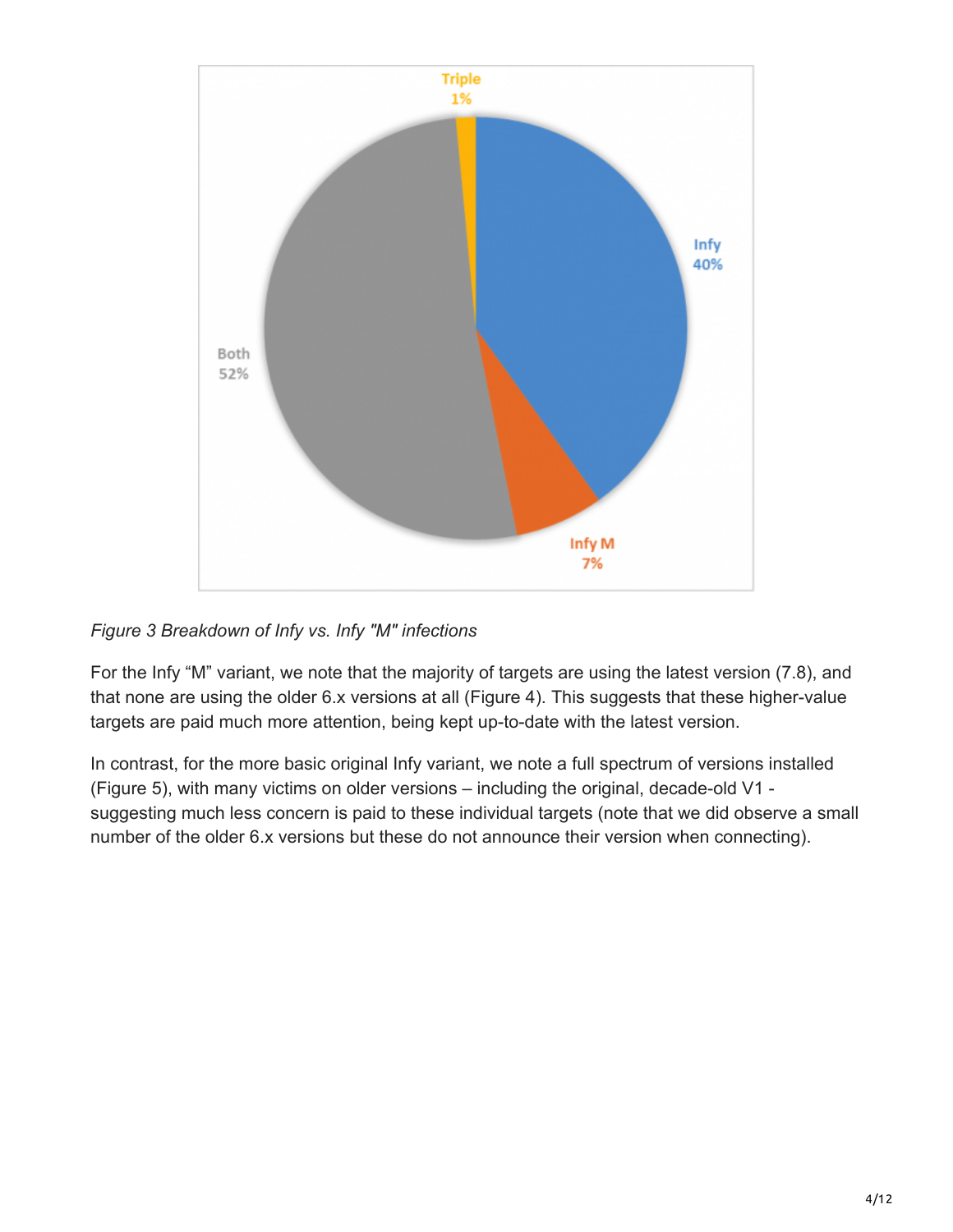*Figure 3 Breakdown of Infy vs. Infy "M" infections*

For the Infy “M” variant, we note that the majority of targets are using the latest version (7.8), and that none are using the older 6.x versions at all (Figure 4). This suggests that these higher-value targets are paid much more attention, being kept up-to-date with the latest version.

In contrast, for the more basic original Infy variant, we note a full spectrum of versions installed (Figure 5), with many victims on older versions – including the original, decade-old V1 - suggesting much less concern is paid to these individual targets (note that we did observe a small number of the older 6.x versions but these do not announce their version when connecting).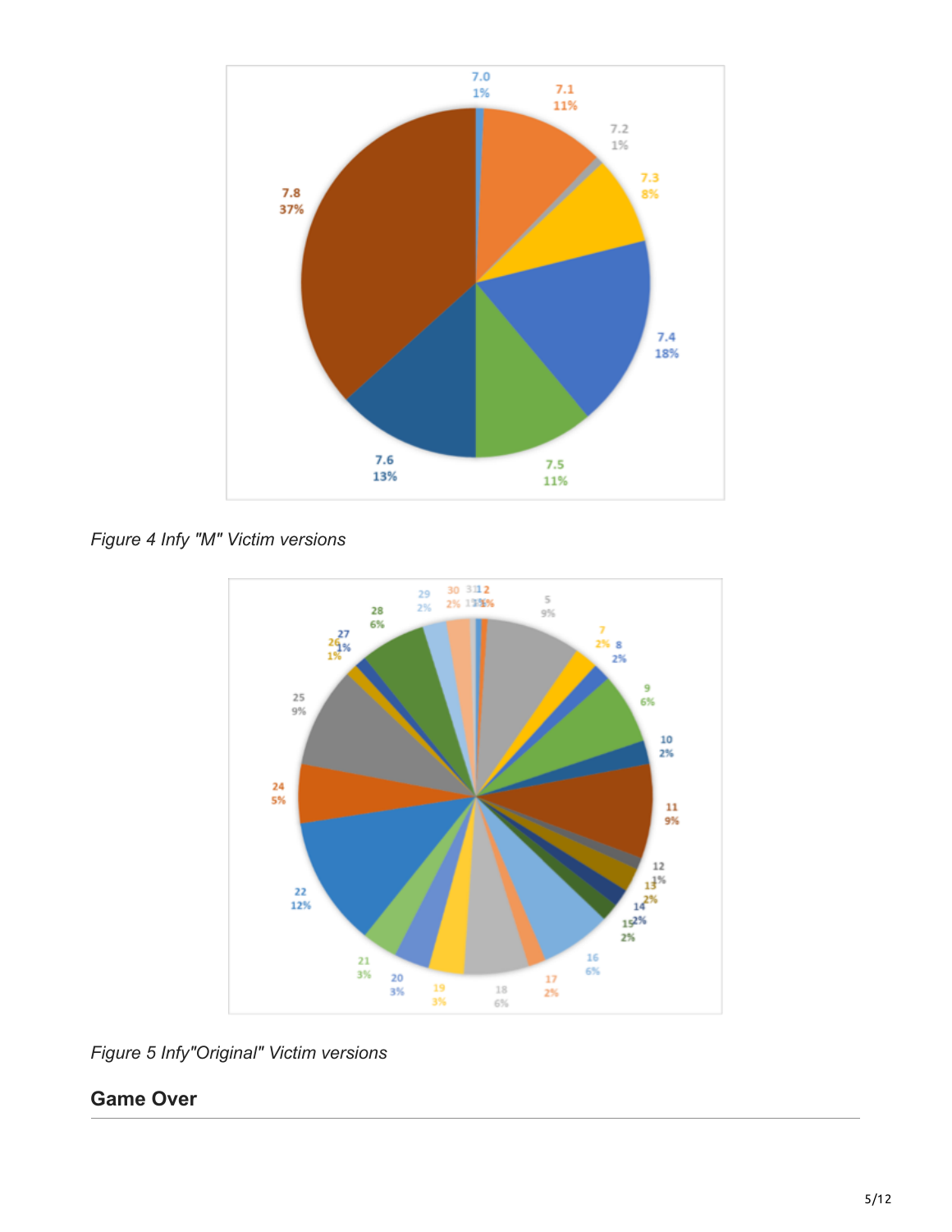*Figure 4 Infy "M" Victim versions*

*Figure 5 Infy"Original" Victim versions*

## Game Over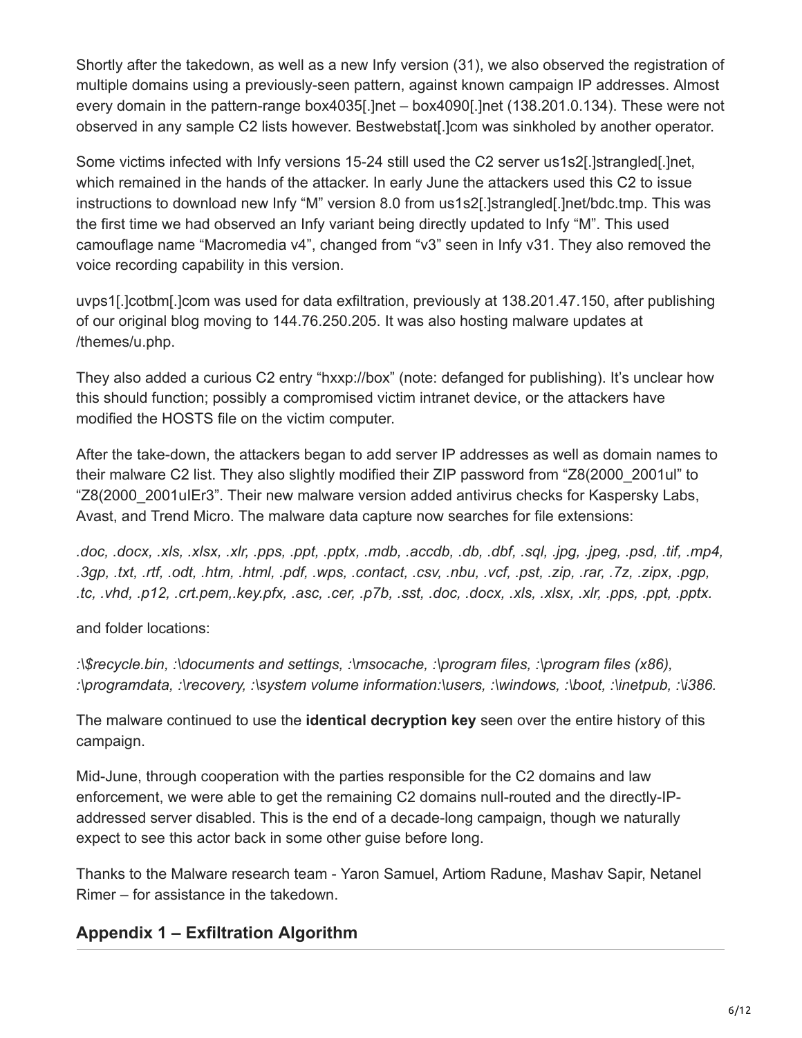Shortly after the takedown, as well as a new Infy version (31), we also observed the registration of multiple domains using a previously-seen pattern, against known campaign IP addresses. Almost every domain in the pattern-range box4035[.]net – box4090[.]net (138.201.0.134). These were not observed in any sample C2 lists however. Bestwebstat[.]com was sinkholed by another operator.

Some victims infected with Infy versions 15-24 still used the C2 server us1s2[.]strangled[.]net, which remained in the hands of the attacker. In early June the attackers used this C2 to issue instructions to download new Infy "M" version 8.0 from us1s2[.]strangled[.]net/bdc.tmp. This was the first time we had observed an Infy variant being directly updated to Infy "M". This used camouflage name "Macromedia v4", changed from "v3" seen in Infy v31. They also removed the voice recording capability in this version.

uvps1[.]cotbm[.]com was used for data exfiltration, previously at 138.201.47.150, after publishing of our original blog moving to 144.76.250.205. It was also hosting malware updates at /themes/u.php.

They also added a curious C2 entry "hxxp://box" (note: defanged for publishing). It's unclear how this should function; possibly a compromised victim intranet device, or the attackers have modified the HOSTS file on the victim computer.

After the take-down, the attackers began to add server IP addresses as well as domain names to their malware C2 list. They also slightly modified their ZIP password from "Z8(2000_2001ul" to "Z8(2000_2001uIEr3". Their new malware version added antivirus checks for Kaspersky Labs, Avast, and Trend Micro. The malware data capture now searches for file extensions:

*.doc, .docx, .xls, .xlsx, .xlr, .pps, .ppt, .pptx, .mdb, .accdb, .db, .dbf, .sql, .jpg, .jpeg, .psd, .tif, .mp4, .3gp, .txt, .rtf, .odt, .htm, .html, .pdf, .wps, .contact, .csv, .nbu, .vcf, .pst, .zip, .rar, .7z, .zipx, .pgp, .tc, .vhd, .p12, .crt.pem,.key.pfx, .asc, .cer, .p7b, .sst, .doc, .docx, .xls, .xlsx, .xlr, .pps, .ppt, .pptx.*

and folder locations:

*:\$recycle.bin, :\documents and settings, :\msocache, :\program files, :\program files (x86), :\programdata, :\recovery, :\system volume information:\users, :\windows, :\boot, :\inetpub, :\i386.*

The malware continued to use the **identical decryption key** seen over the entire history of this campaign.

Mid-June, through cooperation with the parties responsible for the C2 domains and law enforcement, we were able to get the remaining C2 domains null-routed and the directly-IP-addressed server disabled. This is the end of a decade-long campaign, though we naturally expect to see this actor back in some other guise before long.

Thanks to the Malware research team - Yaron Samuel, Artiom Radune, Mashav Sapir, Netanel Rimer – for assistance in the takedown.

## Appendix 1 – Exfiltration Algorithm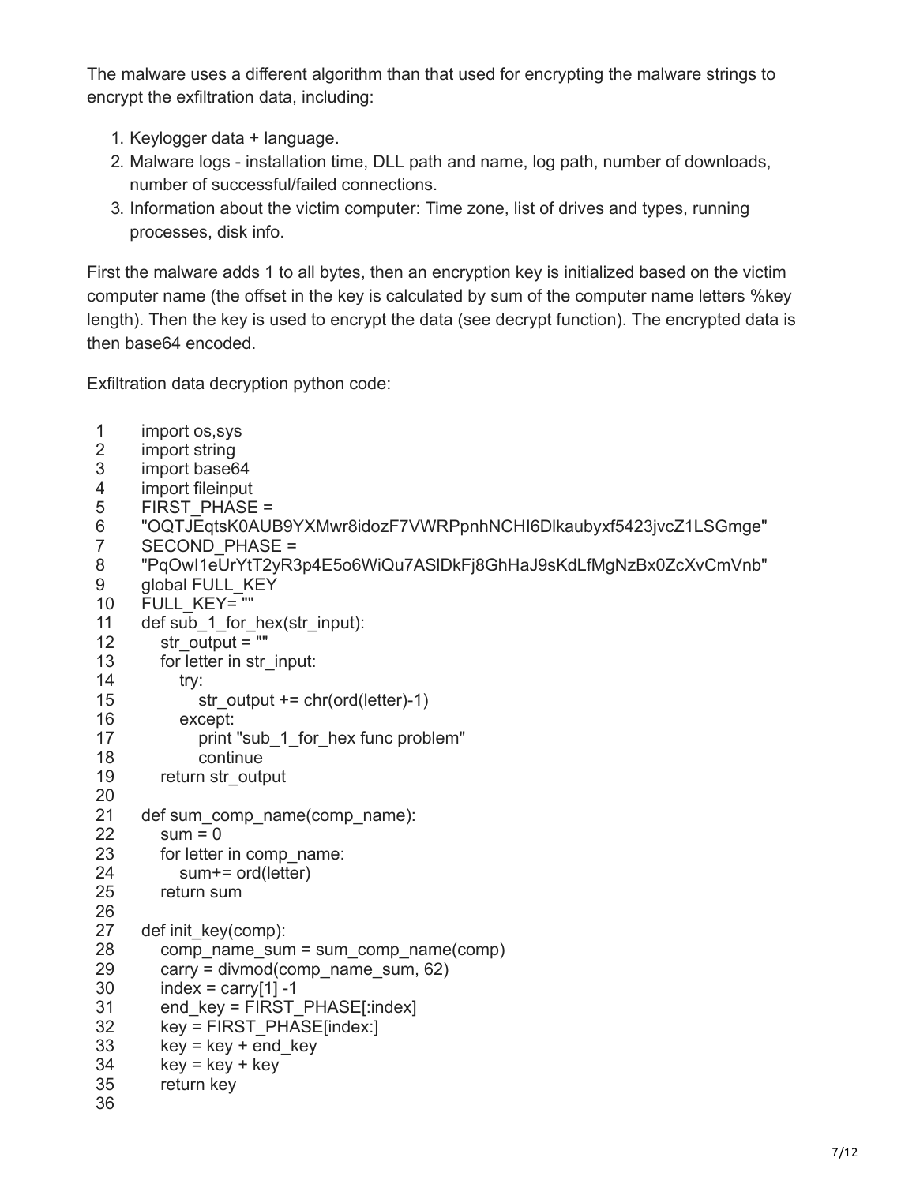The malware uses a different algorithm than that used for encrypting the malware strings to encrypt the exfiltration data, including:

1. Keylogger data + language.
2. Malware logs - installation time, DLL path and name, log path, number of downloads, number of successful/failed connections.
3. Information about the victim computer: Time zone, list of drives and types, running processes, disk info.

First the malware adds 1 to all bytes, then an encryption key is initialized based on the victim computer name (the offset in the key is calculated by sum of the computer name letters %key length). Then the key is used to encrypt the data (see decrypt function). The encrypted data is then base64 encoded.

Exfiltration data decryption python code:

```
1   import os,sys
2   import string
3   import base64
4   import fileinput
5   FIRST_PHASE =
6   "OQTJEqtsK0AUB9YXMwr8idozF7VWRPpnhNCHI6Dlkaubyxf5423jvcZ1LSGmge"
7   SECOND_PHASE =
8   "PqOwI1eUrYtT2yR3p4E5o6WiQu7ASlDkFj8GhHaJ9sKdLfMgNzBx0ZcXvCmVnb"
9   global FULL_KEY
10  FULL_KEY= ""
11  def sub_1_for_hex(str_input):
12      str_output = ""
13      for letter in str_input:
14          try:
15              str_output += chr(ord(letter)-1)
16          except:
17              print "sub_1_for_hex func problem"
18              continue
19      return str_output
20
21  def sum_comp_name(comp_name):
22      sum = 0
23      for letter in comp_name:
24          sum+= ord(letter)
25      return sum
26
27  def init_key(comp):
28      comp_name_sum = sum_comp_name(comp)
29      carry = divmod(comp_name_sum, 62)
30      index = carry[1] -1
31      end_key = FIRST_PHASE[:index]
32      key = FIRST_PHASE[index:]
33      key = key + end_key
34      key = key + key
35      return key
36
```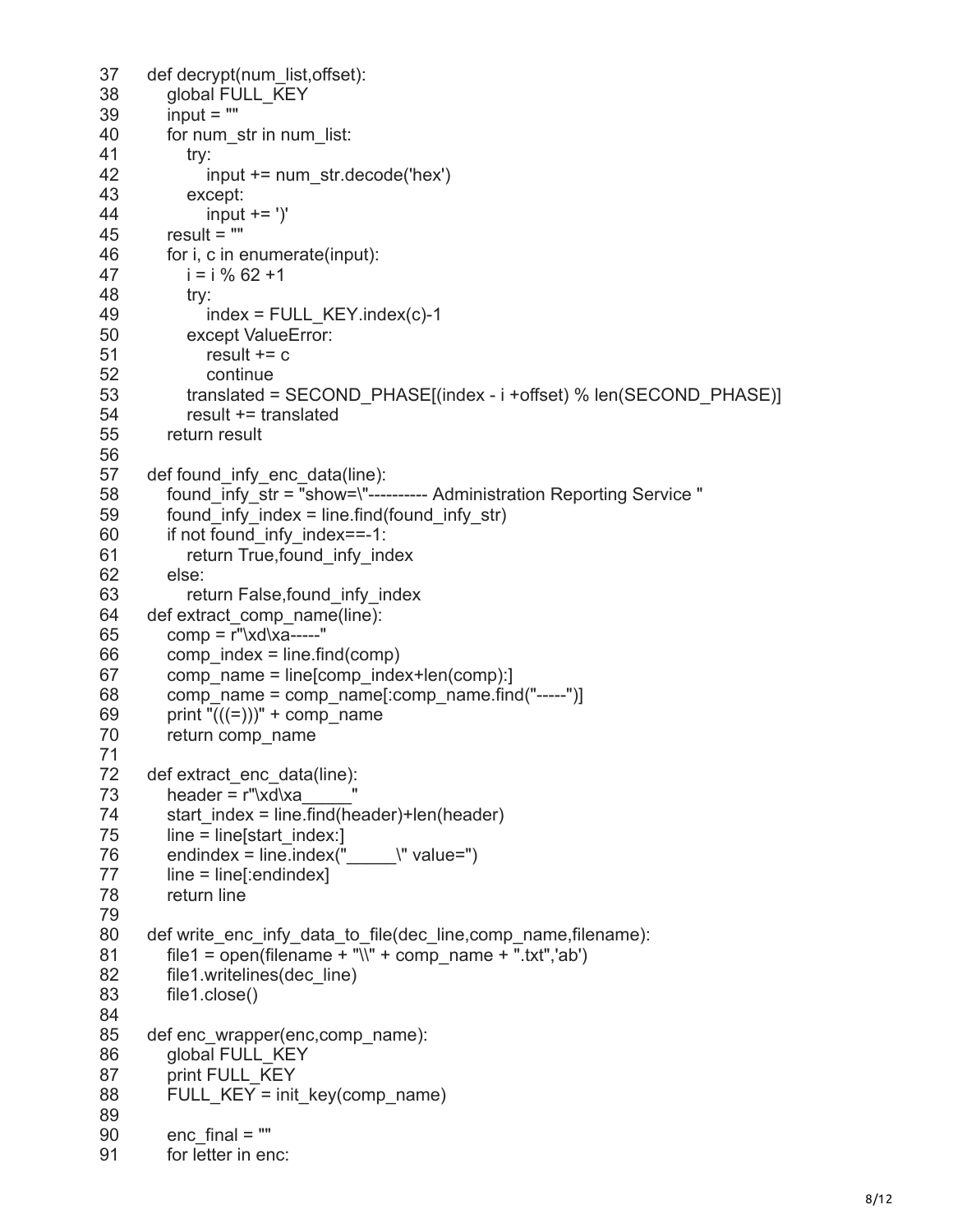```
37  def decrypt(num_list,offset):
38      global FULL_KEY
39      input = ""
40      for num_str in num_list:
41          try:
42              input += num_str.decode('hex')
43          except:
44              input += ')'
45      result = ""
46      for i, c in enumerate(input):
47          i = i % 62 +1
48          try:
49              index = FULL_KEY.index(c)-1
50          except ValueError:
51              result += c
52              continue
53          translated = SECOND_PHASE[(index - i +offset) % len(SECOND_PHASE)]
54          result += translated
55      return result
56
57  def found_infy_enc_data(line):
58      found_infy_str = "show=\"---------- Administration Reporting Service "
59      found_infy_index = line.find(found_infy_str)
60      if not found_infy_index==-1:
61          return True,found_infy_index
62      else:
63          return False,found_infy_index
64  def extract_comp_name(line):
65      comp = r"\xd\xa-----"
66      comp_index = line.find(comp)
67      comp_name = line[comp_index+len(comp):]
68      comp_name = comp_name[:comp_name.find("-----")]
69      print "(((=)))" + comp_name
70      return comp_name
71
72  def extract_enc_data(line):
73      header = r"\xd\xa_____"
74      start_index = line.find(header)+len(header)
75      line = line[start_index:]
76      endindex = line.index("_____\" value=")
77      line = line[:endindex]
78      return line
79
80  def write_enc_infy_data_to_file(dec_line,comp_name,filename):
81      file1 = open(filename + "\\" + comp_name + ".txt",'ab')
82      file1.writelines(dec_line)
83      file1.close()
84
85  def enc_wrapper(enc,comp_name):
86      global FULL_KEY
87      print FULL_KEY
88      FULL_KEY = init_key(comp_name)
89
90      enc_final = ""
91      for letter in enc:
```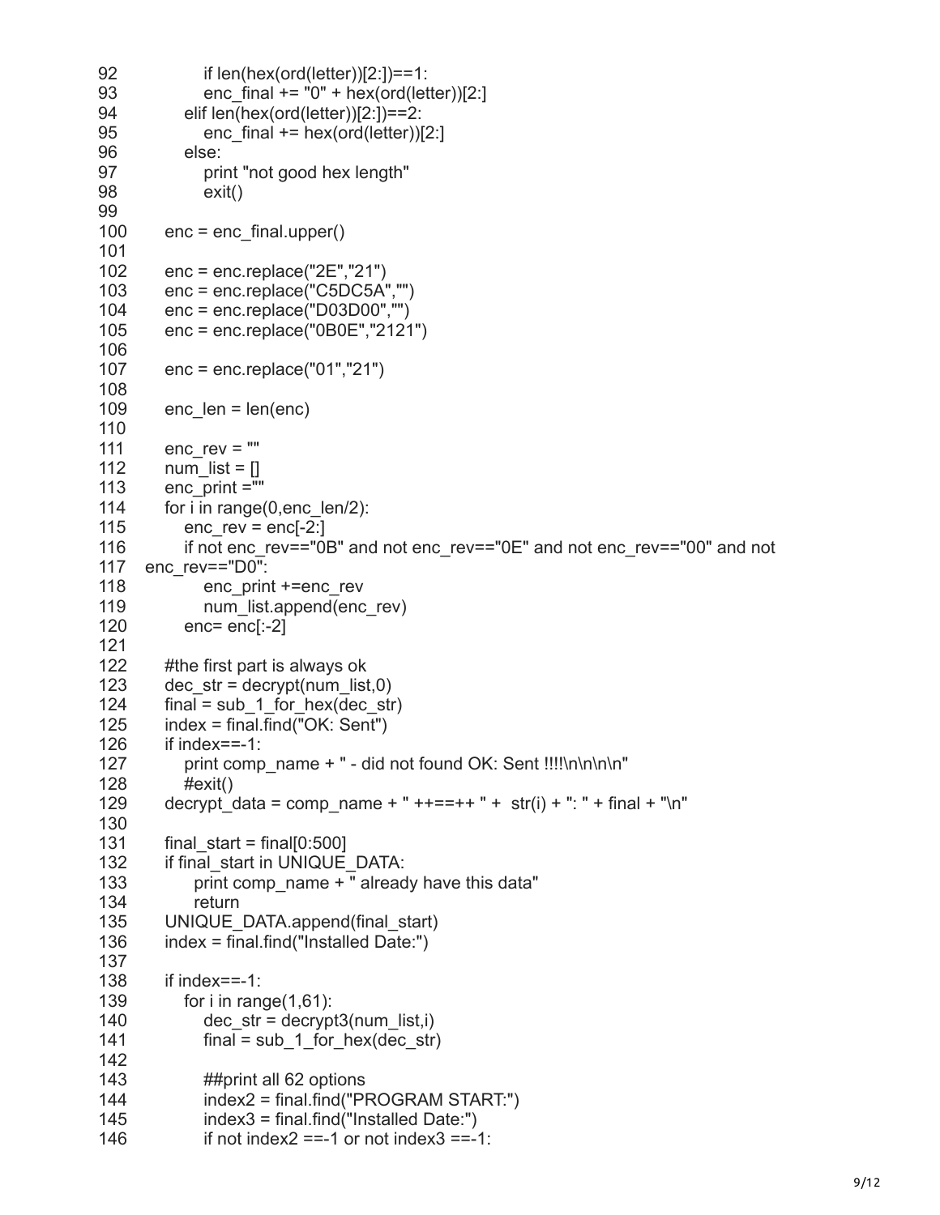```
92            if len(hex(ord(letter))[2:])==1:
93               enc_final += "0" + hex(ord(letter))[2:]
94            elif len(hex(ord(letter))[2:])==2:
95               enc_final += hex(ord(letter))[2:]
96            else:
97               print "not good hex length"
98               exit()
99
100       enc = enc_final.upper()
101
102       enc = enc.replace("2E","21")
103       enc = enc.replace("C5DC5A","")
104       enc = enc.replace("D03D00","")
105       enc = enc.replace("0B0E","2121")
106
107       enc = enc.replace("01","21")
108
109       enc_len = len(enc)
110
111       enc_rev = ""
112       num_list = []
113       enc_print =""
114       for i in range(0,enc_len/2):
115          enc_rev = enc[-2:]
116          if not enc_rev=="0B" and not enc_rev=="0E" and not enc_rev=="00" and not
117    enc_rev=="D0":
118             enc_print +=enc_rev
119             num_list.append(enc_rev)
120          enc= enc[:-2]
121
122       #the first part is always ok
123       dec_str = decrypt(num_list,0)
124       final = sub_1_for_hex(dec_str)
125       index = final.find("OK: Sent")
126       if index==-1:
127          print comp_name + " - did not found OK: Sent !!!!\n\n\n\n"
128          #exit()
129       decrypt_data = comp_name + " ++==++ " +  str(i) + ": " + final + "\n"
130
131       final_start = final[0:500]
132       if final_start in UNIQUE_DATA:
133            print comp_name + " already have this data"
134            return
135       UNIQUE_DATA.append(final_start)
136       index = final.find("Installed Date:")
137
138       if index==-1:
139          for i in range(1,61):
140             dec_str = decrypt3(num_list,i)
141             final = sub_1_for_hex(dec_str)
142
143             ##print all 62 options
144             index2 = final.find("PROGRAM START:")
145             index3 = final.find("Installed Date:")
146             if not index2 ==-1 or not index3 ==-1:
```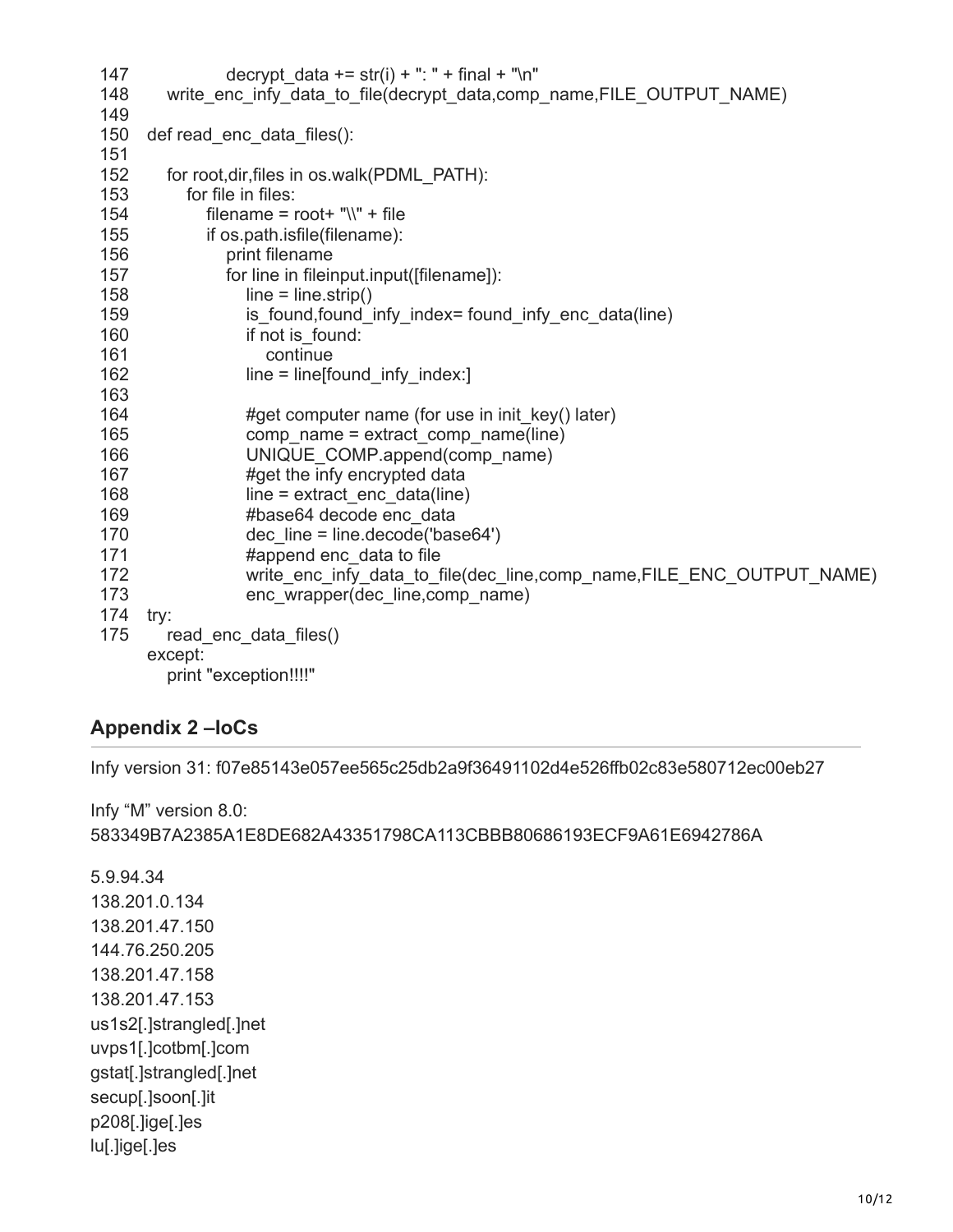```
147             decrypt_data += str(i) + ": " + final + "\n"
148     write_enc_infy_data_to_file(decrypt_data,comp_name,FILE_OUTPUT_NAME)
149
150 def read_enc_data_files():
151
152     for root,dir,files in os.walk(PDML_PATH):
153         for file in files:
154             filename = root+ "\\" + file
155             if os.path.isfile(filename):
156                 print filename
157                 for line in fileinput.input([filename]):
158                     line = line.strip()
159                     is_found,found_infy_index= found_infy_enc_data(line)
160                     if not is_found:
161                         continue
162                     line = line[found_infy_index:]
163
164                     #get computer name (for use in init_key() later)
165                     comp_name = extract_comp_name(line)
166                     UNIQUE_COMP.append(comp_name)
167                     #get the infy encrypted data
168                     line = extract_enc_data(line)
169                     #base64 decode enc_data
170                     dec_line = line.decode('base64')
171                     #append enc_data to file
172                     write_enc_infy_data_to_file(dec_line,comp_name,FILE_ENC_OUTPUT_NAME)
173                     enc_wrapper(dec_line,comp_name)
174 try:
175     read_enc_data_files()
    except:
        print "exception!!!!"
```

## Appendix 2 –IoCs

Infy version 31: f07e85143e057ee565c25db2a9f36491102d4e526ffb02c83e580712ec00eb27

Infy "M" version 8.0:
583349B7A2385A1E8DE682A43351798CA113CBBB80686193ECF9A61E6942786A

5.9.94.34
138.201.0.134
138.201.47.150
144.76.250.205
138.201.47.158
138.201.47.153
us1s2[.]strangled[.]net
uvps1[.]cotbm[.]com
gstat[.]strangled[.]net
secup[.]soon[.]it
p208[.]ige[.]es
lu[.]ige[.]es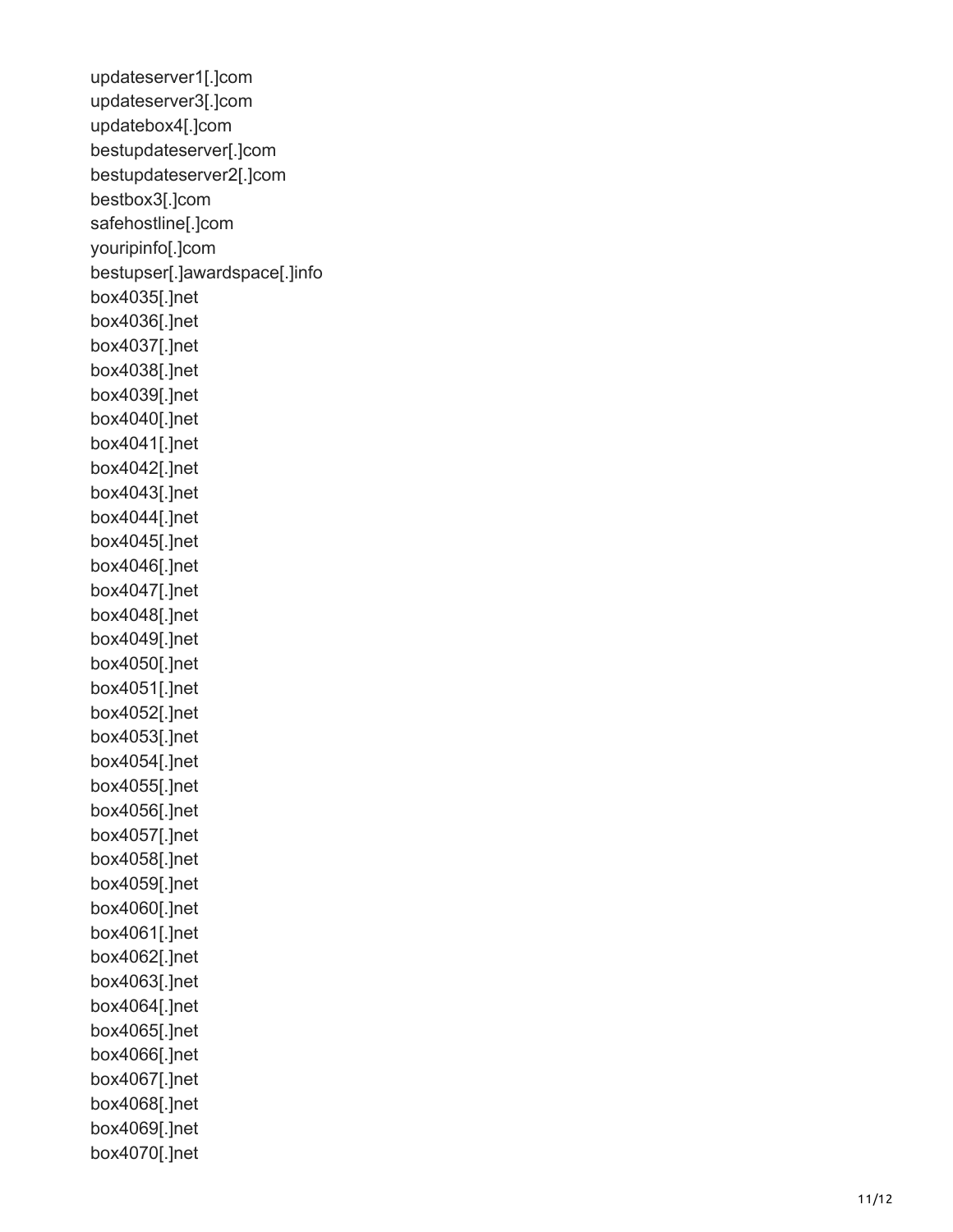updateserver1[.]com
updateserver3[.]com
updatebox4[.]com
bestupdateserver[.]com
bestupdateserver2[.]com
bestbox3[.]com
safehostline[.]com
youripinfo[.]com
bestupser[.]awardspace[.]info
box4035[.]net
box4036[.]net
box4037[.]net
box4038[.]net
box4039[.]net
box4040[.]net
box4041[.]net
box4042[.]net
box4043[.]net
box4044[.]net
box4045[.]net
box4046[.]net
box4047[.]net
box4048[.]net
box4049[.]net
box4050[.]net
box4051[.]net
box4052[.]net
box4053[.]net
box4054[.]net
box4055[.]net
box4056[.]net
box4057[.]net
box4058[.]net
box4059[.]net
box4060[.]net
box4061[.]net
box4062[.]net
box4063[.]net
box4064[.]net
box4065[.]net
box4066[.]net
box4067[.]net
box4068[.]net
box4069[.]net
box4070[.]net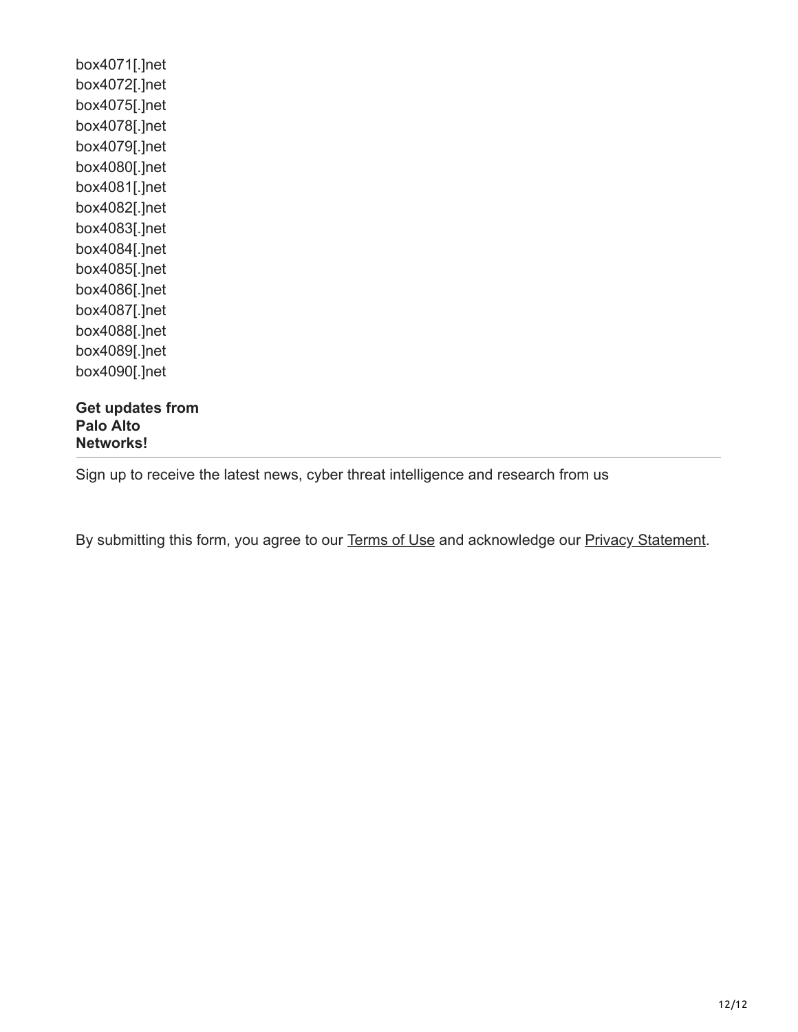box4071[.]net
box4072[.]net
box4075[.]net
box4078[.]net
box4079[.]net
box4080[.]net
box4081[.]net
box4082[.]net
box4083[.]net
box4084[.]net
box4085[.]net
box4086[.]net
box4087[.]net
box4088[.]net
box4089[.]net
box4090[.]net

**Get updates from Palo Alto Networks!**

Sign up to receive the latest news, cyber threat intelligence and research from us

By submitting this form, you agree to our Terms of Use and acknowledge our Privacy Statement.